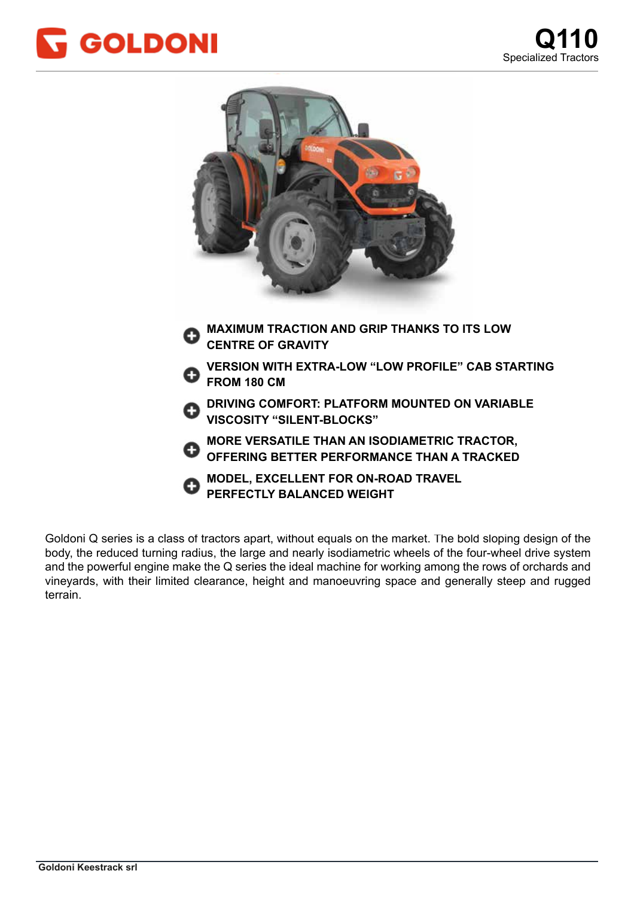GOLDONI

# Q110

Specialized Tractors

- **MAXIMUM TRACTION AND GRIP THANKS TO ITS LOW CENTRE OF GRAVITY**
- **VERSION WITH EXTRA-LOW "LOW PROFILE" CAB STARTING FROM 180 CM**
- **DRIVING COMFORT: PLATFORM MOUNTED ON VARIABLE VISCOSITY "SILENT-BLOCKS"**
- **MORE VERSATILE THAN AN ISODIAMETRIC TRACTOR, OFFERING BETTER PERFORMANCE THAN A TRACKED**
- **MODEL, EXCELLENT FOR ON-ROAD TRAVEL PERFECTLY BALANCED WEIGHT**

Goldoni Q series is a class of tractors apart, without equals on the market. The bold sloping design of the body, the reduced turning radius, the large and nearly isodiametric wheels of the four-wheel drive system and the powerful engine make the Q series the ideal machine for working among the rows of orchards and vineyards, with their limited clearance, height and manoeuvring space and generally steep and rugged terrain.

**Goldoni Keestrack srl**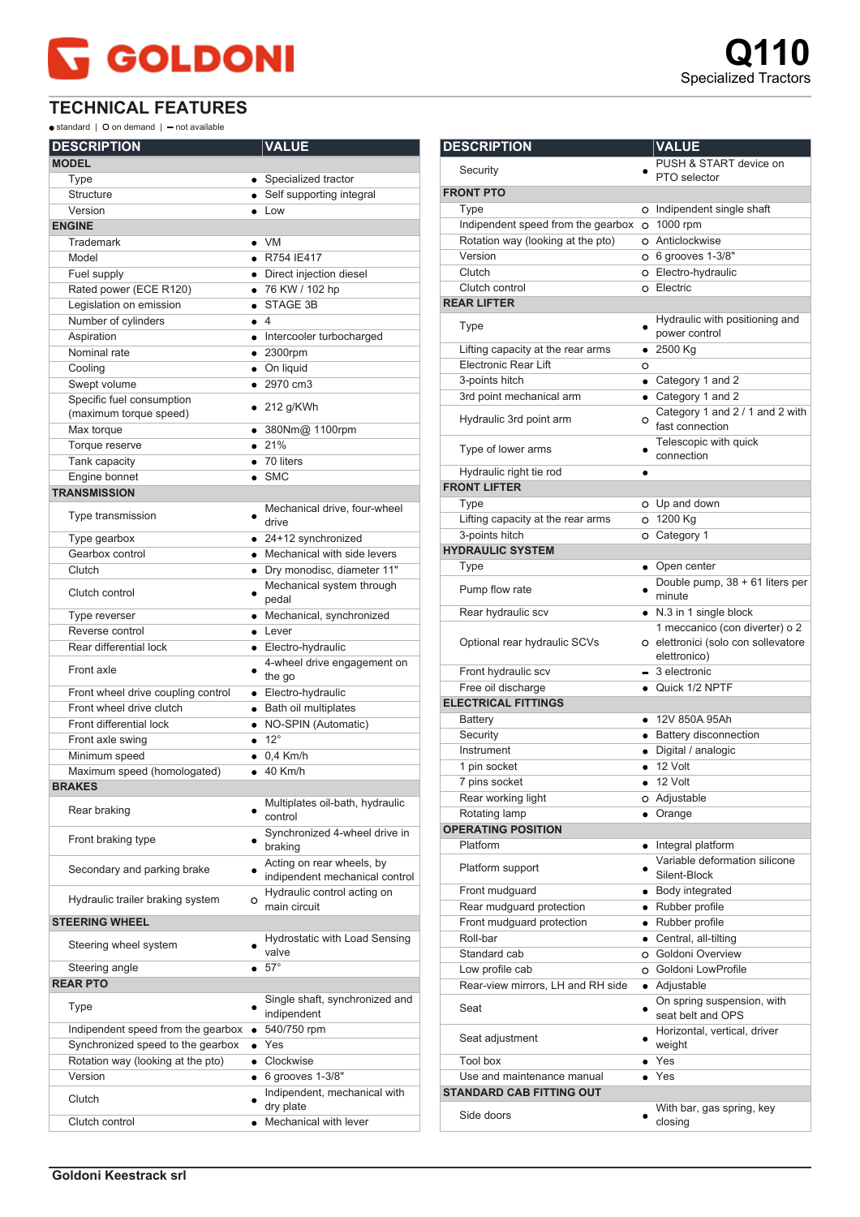# GOLDONI

# Q110
Specialized Tractors

## TECHNICAL FEATURES

● standard | O on demand | – not available

| DESCRIPTION | | VALUE |
|---|---|---|
| **MODEL** | | |
| Type | ● | Specialized tractor |
| Structure | ● | Self supporting integral |
| Version | ● | Low |
| **ENGINE** | | |
| Trademark | ● | VM |
| Model | ● | R754 IE417 |
| Fuel supply | ● | Direct injection diesel |
| Rated power (ECE R120) | ● | 76 KW / 102 hp |
| Legislation on emission | ● | STAGE 3B |
| Number of cylinders | ● | 4 |
| Aspiration | ● | Intercooler turbocharged |
| Nominal rate | ● | 2300rpm |
| Cooling | ● | On liquid |
| Swept volume | ● | 2970 cm3 |
| Specific fuel consumption (maximum torque speed) | ● | 212 g/KWh |
| Max torque | ● | 380Nm@ 1100rpm |
| Torque reserve | ● | 21% |
| Tank capacity | ● | 70 liters |
| Engine bonnet | ● | SMC |
| **TRANSMISSION** | | |
| Type transmission | ● | Mechanical drive, four-wheel drive |
| Type gearbox | ● | 24+12 synchronized |
| Gearbox control | ● | Mechanical with side levers |
| Clutch | ● | Dry monodisc, diameter 11" |
| Clutch control | ● | Mechanical system through pedal |
| Type reverser | ● | Mechanical, synchronized |
| Reverse control | ● | Lever |
| Rear differential lock | ● | Electro-hydraulic |
| Front axle | ● | 4-wheel drive engagement on the go |
| Front wheel drive coupling control | ● | Electro-hydraulic |
| Front wheel drive clutch | ● | Bath oil multiplates |
| Front differential lock | ● | NO-SPIN (Automatic) |
| Front axle swing | ● | 12° |
| Minimum speed | ● | 0,4 Km/h |
| Maximum speed (homologated) | ● | 40 Km/h |
| **BRAKES** | | |
| Rear braking | ● | Multiplates oil-bath, hydraulic control |
| Front braking type | ● | Synchronized 4-wheel drive in braking |
| Secondary and parking brake | ● | Acting on rear wheels, by independent mechanical control |
| Hydraulic trailer braking system | O | Hydraulic control acting on main circuit |
| **STEERING WHEEL** | | |
| Steering wheel system | ● | Hydrostatic with Load Sensing valve |
| Steering angle | ● | 57° |
| **REAR PTO** | | |
| Type | ● | Single shaft, synchronized and indipendent |
| Indipendent speed from the gearbox | ● | 540/750 rpm |
| Synchronized speed to the gearbox | ● | Yes |
| Rotation way (looking at the pto) | ● | Clockwise |
| Version | ● | 6 grooves 1-3/8" |
| Clutch | ● | Indipendent, mechanical with dry plate |
| Clutch control | ● | Mechanical with lever |

| DESCRIPTION | | VALUE |
|---|---|---|
| Security | ● | PUSH & START device on PTO selector |
| **FRONT PTO** | | |
| Type | O | Independent single shaft |
| Indipendent speed from the gearbox | O | 1000 rpm |
| Rotation way (looking at the pto) | O | Anticlockwise |
| Version | O | 6 grooves 1-3/8" |
| Clutch | O | Electro-hydraulic |
| Clutch control | O | Electric |
| **REAR LIFTER** | | |
| Type | ● | Hydraulic with positioning and power control |
| Lifting capacity at the rear arms | ● | 2500 Kg |
| Electronic Rear Lift | O | |
| 3-points hitch | ● | Category 1 and 2 |
| 3rd point mechanical arm | ● | Category 1 and 2 |
| Hydraulic 3rd point arm | O | Category 1 and 2 / 1 and 2 with fast connection |
| Type of lower arms | ● | Telescopic with quick connection |
| Hydraulic right tie rod | ● | |
| **FRONT LIFTER** | | |
| Type | O | Up and down |
| Lifting capacity at the rear arms | O | 1200 Kg |
| 3-points hitch | O | Category 1 |
| **HYDRAULIC SYSTEM** | | |
| Type | ● | Open center |
| Pump flow rate | ● | Double pump, 38 + 61 liters per minute |
| Rear hydraulic scv | ● | N.3 in 1 single block |
| Optional rear hydraulic SCVs | O | 1 meccanico (con diverter) o 2 elettronici (solo con sollevatore elettronico) |
| Front hydraulic scv | – | 3 electronic |
| Free oil discharge | ● | Quick 1/2 NPTF |
| **ELECTRICAL FITTINGS** | | |
| Battery | ● | 12V 850A 95Ah |
| Security | ● | Battery disconnection |
| Instrument | ● | Digital / analogic |
| 1 pin socket | ● | 12 Volt |
| 7 pins socket | ● | 12 Volt |
| Rear working light | O | Adjustable |
| Rotating lamp | ● | Orange |
| **OPERATING POSITION** | | |
| Platform | ● | Integral platform |
| Platform support | ● | Variable deformation silicone Silent-Block |
| Front mudguard | ● | Body integrated |
| Rear mudguard protection | ● | Rubber profile |
| Front mudguard protection | ● | Rubber profile |
| Roll-bar | ● | Central, all-tilting |
| Standard cab | O | Goldoni Overview |
| Low profile cab | O | Goldoni LowProfile |
| Rear-view mirrors, LH and RH side | ● | Adjustable |
| Seat | ● | On spring suspension, with seat belt and OPS |
| Seat adjustment | ● | Horizontal, vertical, driver weight |
| Tool box | ● | Yes |
| Use and maintenance manual | ● | Yes |
| **STANDARD CAB FITTING OUT** | | |
| Side doors | ● | With bar, gas spring, key closing |

**Goldoni Keestrack srl**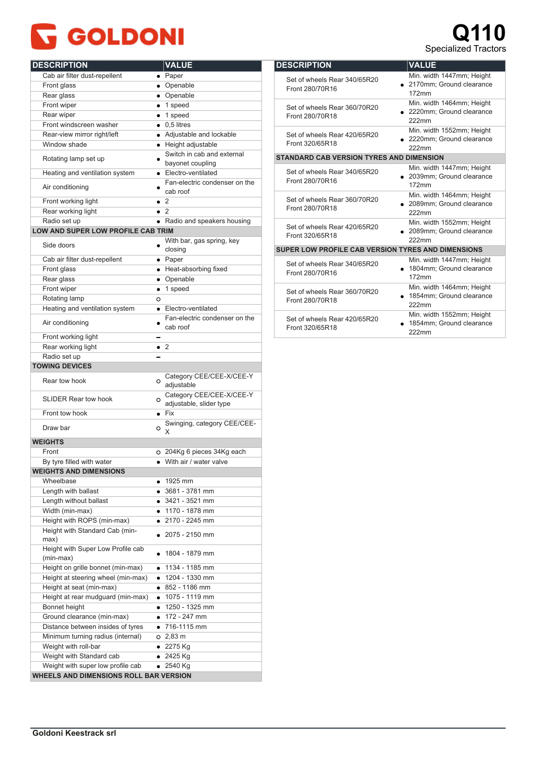# GOLDONI

## Q110
Specialized Tractors

| DESCRIPTION | | VALUE |
|---|---|---|
| Cab air filter dust-repellent | ● | Paper |
| Front glass | ● | Openable |
| Rear glass | ● | Openable |
| Front wiper | ● | 1 speed |
| Rear wiper | ● | 1 speed |
| Front windscreen washer | ● | 0,5 litres |
| Rear-view mirror right/left | ● | Adjustable and lockable |
| Window shade | ● | Height adjustable |
| Rotating lamp set up | ● | Switch in cab and external bayonet coupling |
| Heating and ventilation system | ● | Electro-ventilated |
| Air conditioning | ● | Fan-electric condenser on the cab roof |
| Front working light | ● | 2 |
| Rear working light | ● | 2 |
| Radio set up | ● | Radio and speakers housing |
| **LOW AND SUPER LOW PROFILE CAB TRIM** | | |
| Side doors | ● | With bar, gas spring, key closing |
| Cab air filter dust-repellent | ● | Paper |
| Front glass | ● | Heat-absorbing fixed |
| Rear glass | ● | Openable |
| Front wiper | ● | 1 speed |
| Rotating lamp | ○ | |
| Heating and ventilation system | ● | Electro-ventilated |
| Air conditioning | ● | Fan-electric condenser on the cab roof |
| Front working light | – | |
| Rear working light | ● | 2 |
| Radio set up | – | |
| **TOWING DEVICES** | | |
| Rear tow hook | ○ | Category CEE/CEE-X/CEE-Y adjustable |
| SLIDER Rear tow hook | ○ | Category CEE/CEE-X/CEE-Y adjustable, slider type |
| Front tow hook | ● | Fix |
| Draw bar | ○ | Swinging, category CEE/CEE-X |
| **WEIGHTS** | | |
| Front | ○ | 204Kg 6 pieces 34Kg each |
| By tyre filled with water | ● | With air / water valve |
| **WEIGHTS AND DIMENSIONS** | | |
| Wheelbase | ● | 1925 mm |
| Length with ballast | ● | 3681 - 3781 mm |
| Length without ballast | ● | 3421 - 3521 mm |
| Width (min-max) | ● | 1170 - 1878 mm |
| Height with ROPS (min-max) | ● | 2170 - 2245 mm |
| Height with Standard Cab (min-max) | ● | 2075 - 2150 mm |
| Height with Super Low Profile cab (min-max) | ● | 1804 - 1879 mm |
| Height on grille bonnet (min-max) | ● | 1134 - 1185 mm |
| Height at steering wheel (min-max) | ● | 1204 - 1330 mm |
| Height at seat (min-max) | ● | 852 - 1186 mm |
| Height at rear mudguard (min-max) | ● | 1075 - 1119 mm |
| Bonnet height | ● | 1250 - 1325 mm |
| Ground clearance (min-max) | ● | 172 - 247 mm |
| Distance between insides of tyres | ● | 716-1115 mm |
| Minimum turning radius (internal) | ○ | 2,83 m |
| Weight with roll-bar | ● | 2275 Kg |
| Weight with Standard cab | ● | 2425 Kg |
| Weight with super low profile cab | ● | 2540 Kg |
| **WHEELS AND DIMENSIONS ROLL BAR VERSION** | | |
| Set of wheels Rear 340/65R20 Front 280/70R16 | ● | Min. width 1447mm; Height 2170mm; Ground clearance 172mm |
| Set of wheels Rear 360/70R20 Front 280/70R18 | ● | Min. width 1464mm; Height 2220mm; Ground clearance 222mm |
| Set of wheels Rear 420/65R20 Front 320/65R18 | ● | Min. width 1552mm; Height 2220mm; Ground clearance 222mm |
| **STANDARD CAB VERSION TYRES AND DIMENSION** | | |
| Set of wheels Rear 340/65R20 Front 280/70R16 | ● | Min. width 1447mm; Height 2039mm; Ground clearance 172mm |
| Set of wheels Rear 360/70R20 Front 280/70R18 | ● | Min. width 1464mm; Height 2089mm; Ground clearance 222mm |
| Set of wheels Rear 420/65R20 Front 320/65R18 | ● | Min. width 1552mm; Height 2089mm; Ground clearance 222mm |
| **SUPER LOW PROFILE CAB VERSION TYRES AND DIMENSIONS** | | |
| Set of wheels Rear 340/65R20 Front 280/70R16 | ● | Min. width 1447mm; Height 1804mm; Ground clearance 172mm |
| Set of wheels Rear 360/70R20 Front 280/70R18 | ● | Min. width 1464mm; Height 1854mm; Ground clearance 222mm |
| Set of wheels Rear 420/65R20 Front 320/65R18 | ● | Min. width 1552mm; Height 1854mm; Ground clearance 222mm |

Goldoni Keestrack srl